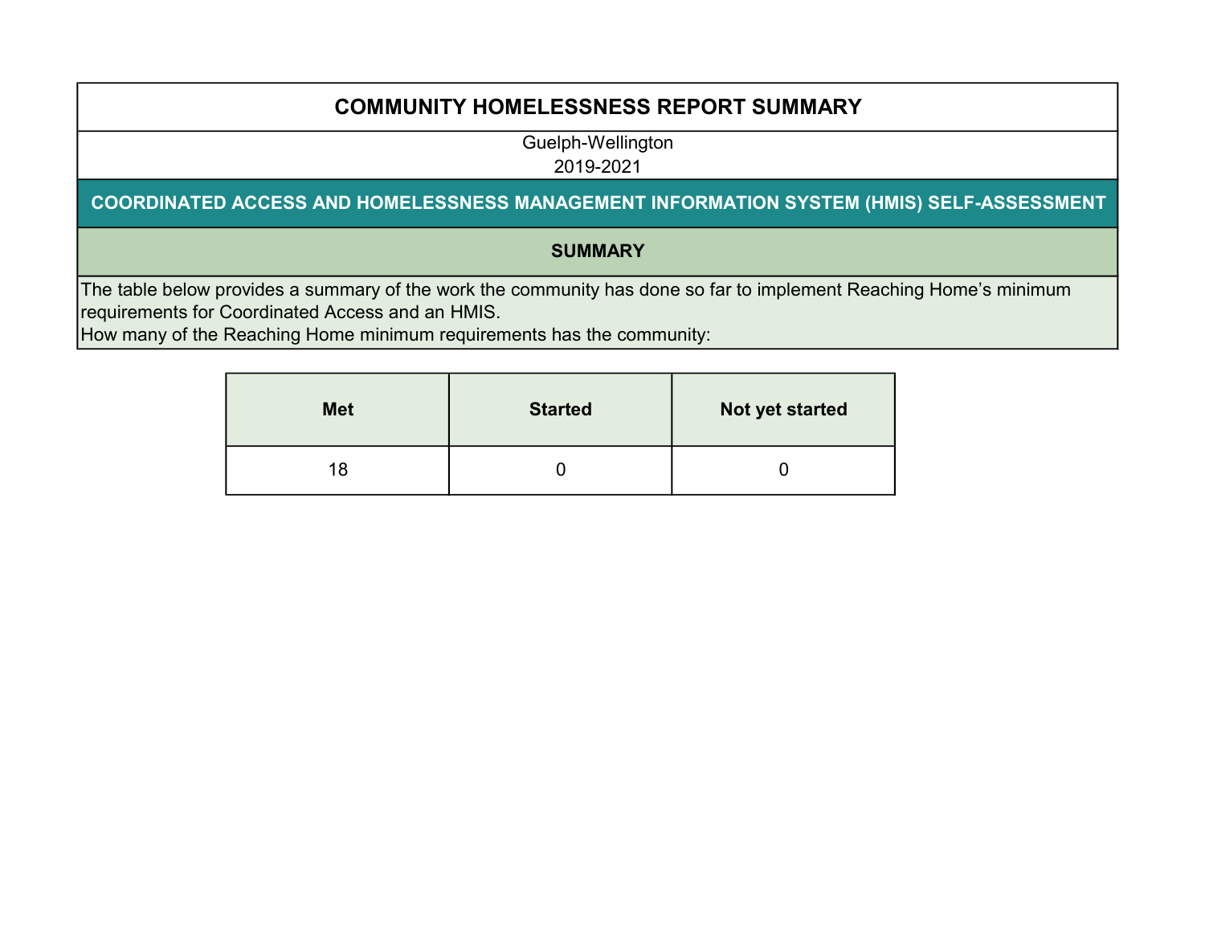# COMMUNITY HOMELESSNESS REPORT SUMMARY

Guelph-Wellington
2019-2021

## COORDINATED ACCESS AND HOMELESSNESS MANAGEMENT INFORMATION SYSTEM (HMIS) SELF-ASSESSMENT

### SUMMARY

The table below provides a summary of the work the community has done so far to implement Reaching Home's minimum requirements for Coordinated Access and an HMIS.
How many of the Reaching Home minimum requirements has the community:

| Met | Started | Not yet started |
|---|---|---|
| 18 | 0 | 0 |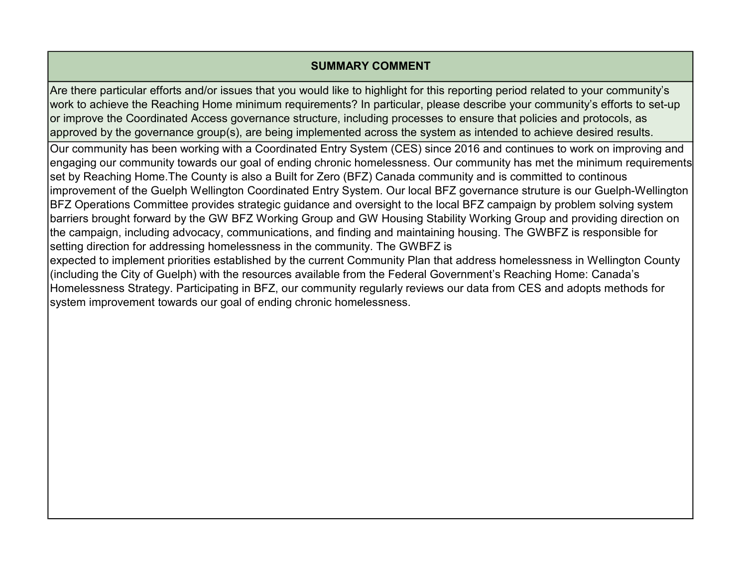## SUMMARY COMMENT

Are there particular efforts and/or issues that you would like to highlight for this reporting period related to your community's work to achieve the Reaching Home minimum requirements? In particular, please describe your community's efforts to set-up or improve the Coordinated Access governance structure, including processes to ensure that policies and protocols, as approved by the governance group(s), are being implemented across the system as intended to achieve desired results.

Our community has been working with a Coordinated Entry System (CES) since 2016 and continues to work on improving and engaging our community towards our goal of ending chronic homelessness. Our community has met the minimum requirements set by Reaching Home.The County is also a Built for Zero (BFZ) Canada community and is committed to continous improvement of the Guelph Wellington Coordinated Entry System. Our local BFZ governance struture is our Guelph-Wellington BFZ Operations Committee provides strategic guidance and oversight to the local BFZ campaign by problem solving system barriers brought forward by the GW BFZ Working Group and GW Housing Stability Working Group and providing direction on the campaign, including advocacy, communications, and finding and maintaining housing. The GWBFZ is responsible for setting direction for addressing homelessness in the community. The GWBFZ is
expected to implement priorities established by the current Community Plan that address homelessness in Wellington County (including the City of Guelph) with the resources available from the Federal Government's Reaching Home: Canada's Homelessness Strategy. Participating in BFZ, our community regularly reviews our data from CES and adopts methods for system improvement towards our goal of ending chronic homelessness.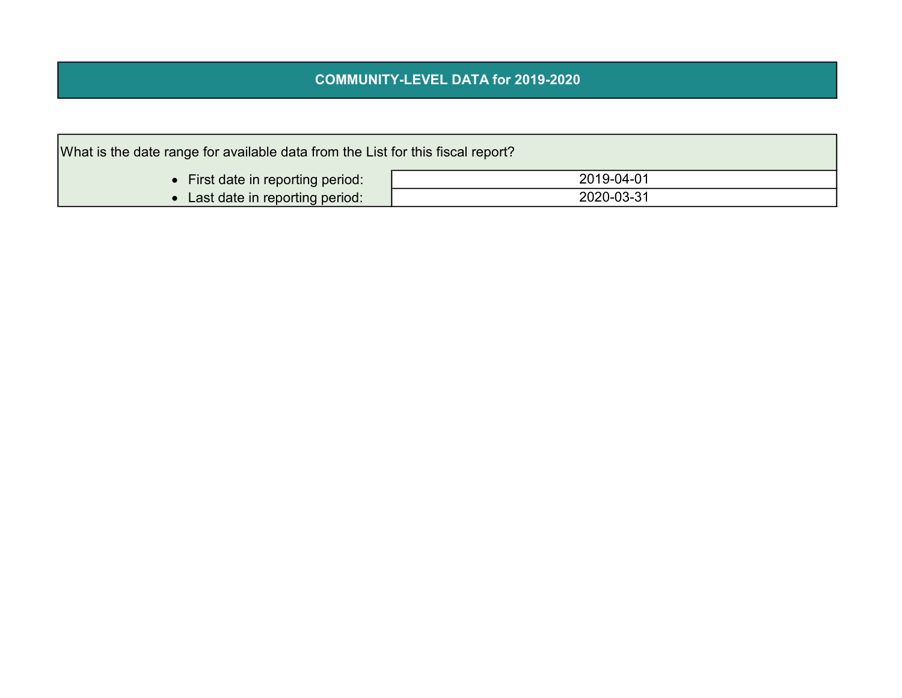## COMMUNITY-LEVEL DATA for 2019-2020

What is the date range for available data from the List for this fiscal report?

| | |
|---|---|
| • First date in reporting period: | 2019-04-01 |
| • Last date in reporting period: | 2020-03-31 |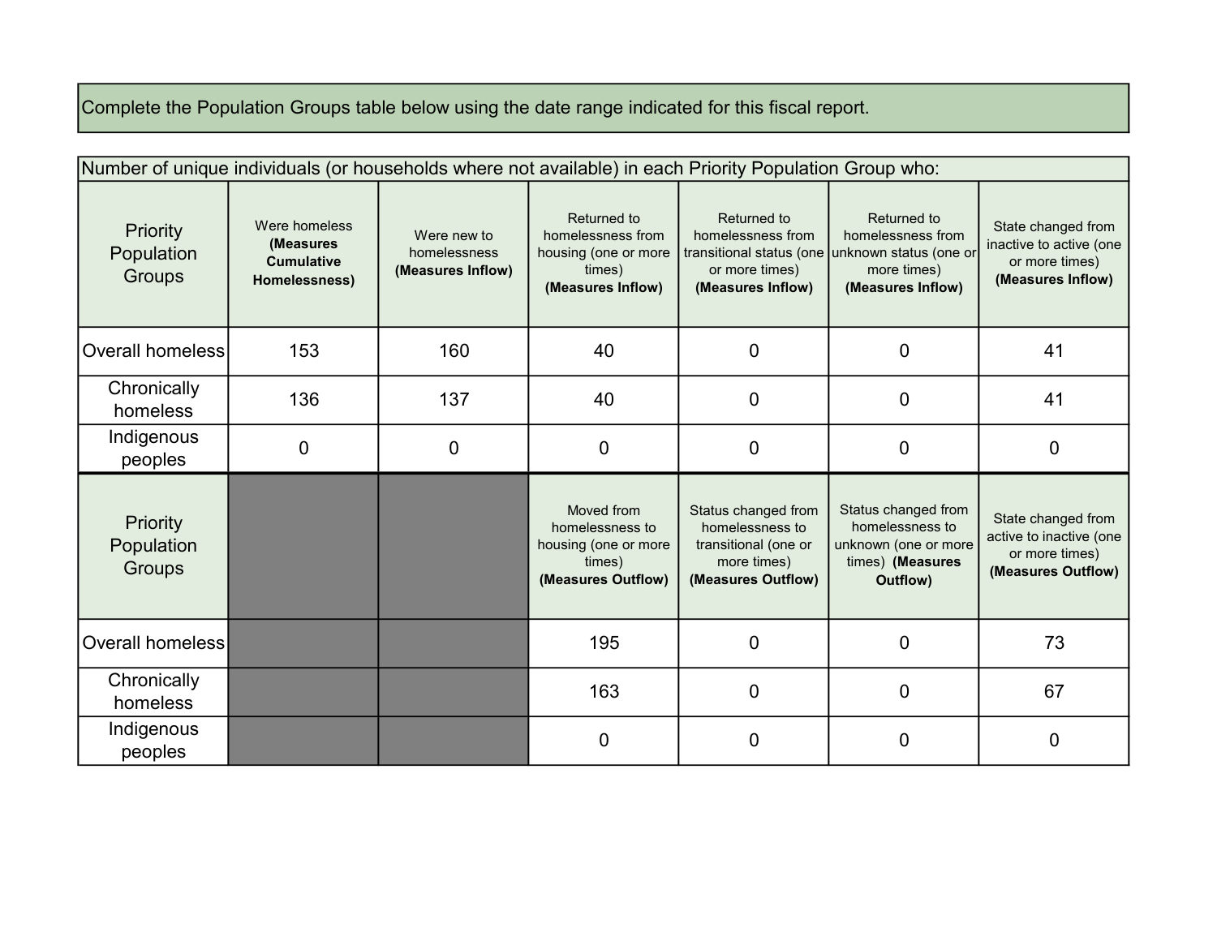Complete the Population Groups table below using the date range indicated for this fiscal report.

| Number of unique individuals (or households where not available) in each Priority Population Group who: | | | | | | |
|---|---|---|---|---|---|---|
| Priority Population Groups | Were homeless **(Measures Cumulative Homelessness)** | Were new to homelessness **(Measures Inflow)** | Returned to homelessness from housing (one or more times) **(Measures Inflow)** | Returned to homelessness from transitional status (one or more times) **(Measures Inflow)** | Returned to homelessness from unknown status (one or more times) **(Measures Inflow)** | State changed from inactive to active (one or more times) **(Measures Inflow)** |
| Overall homeless | 153 | 160 | 40 | 0 | 0 | 41 |
| Chronically homeless | 136 | 137 | 40 | 0 | 0 | 41 |
| Indigenous peoples | 0 | 0 | 0 | 0 | 0 | 0 |
| Priority Population Groups | | | Moved from homelessness to housing (one or more times) **(Measures Outflow)** | Status changed from homelessness to transitional (one or more times) **(Measures Outflow)** | Status changed from homelessness to unknown (one or more times) **(Measures Outflow)** | State changed from active to inactive (one or more times) **(Measures Outflow)** |
| Overall homeless | | | 195 | 0 | 0 | 73 |
| Chronically homeless | | | 163 | 0 | 0 | 67 |
| Indigenous peoples | | | 0 | 0 | 0 | 0 |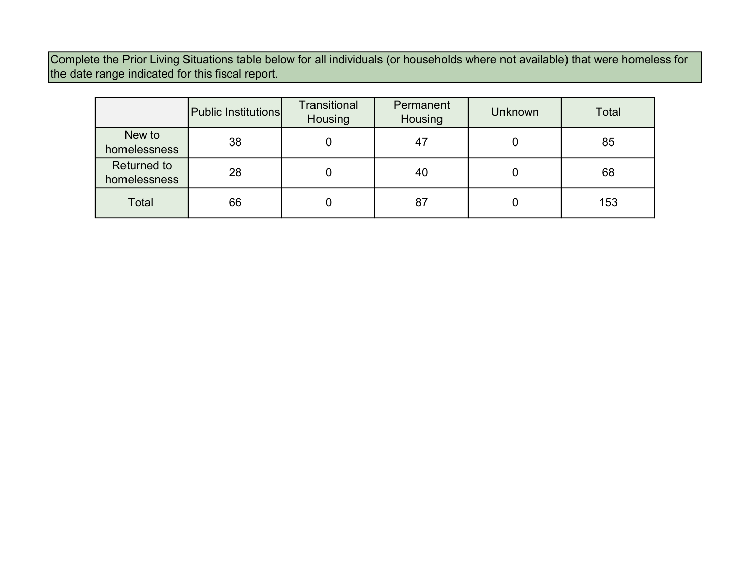Complete the Prior Living Situations table below for all individuals (or households where not available) that were homeless for the date range indicated for this fiscal report.

| | Public Institutions | Transitional Housing | Permanent Housing | Unknown | Total |
|---|---|---|---|---|---|
| New to homelessness | 38 | 0 | 47 | 0 | 85 |
| Returned to homelessness | 28 | 0 | 40 | 0 | 68 |
| Total | 66 | 0 | 87 | 0 | 153 |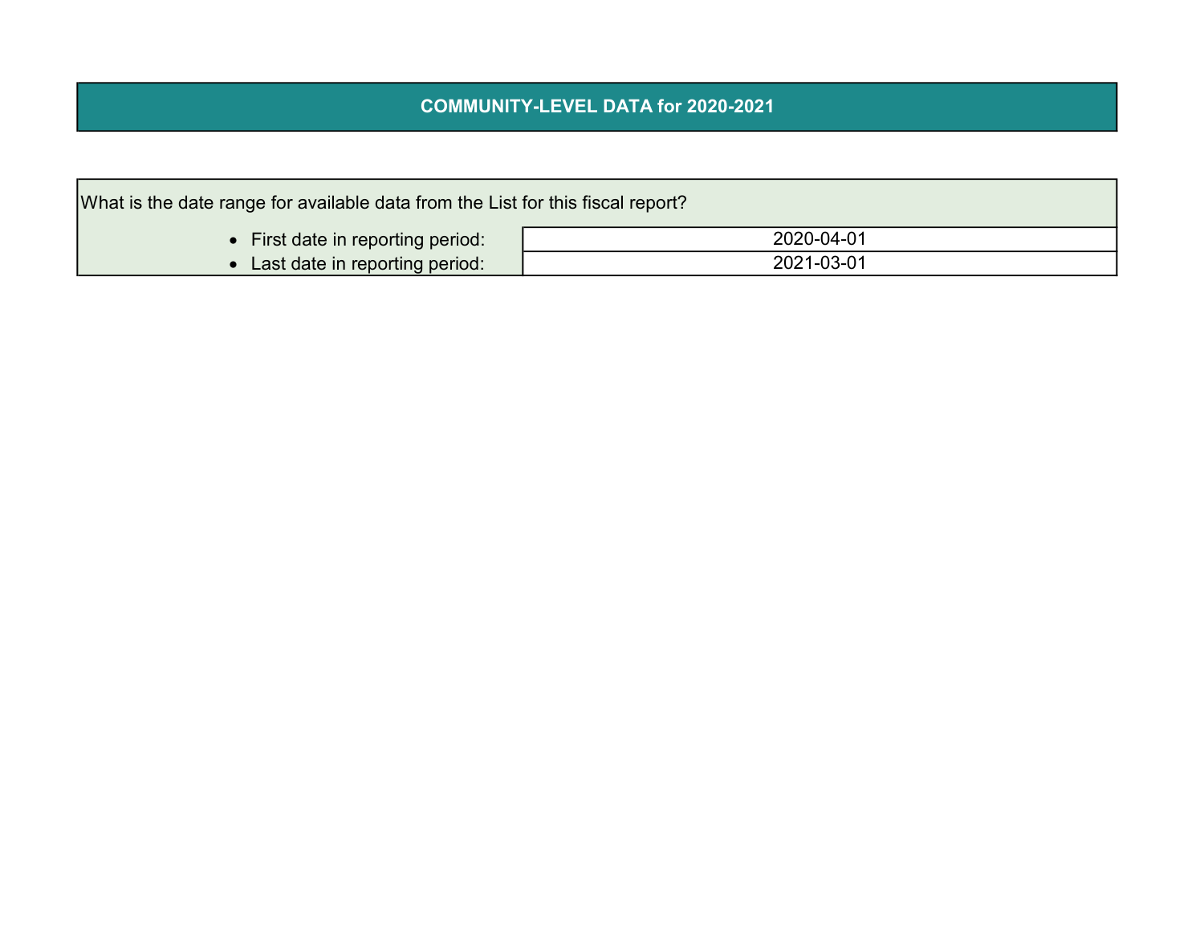## COMMUNITY-LEVEL DATA for 2020-2021

What is the date range for available data from the List for this fiscal report?

| | |
|---|---|
| • First date in reporting period: | 2020-04-01 |
| • Last date in reporting period: | 2021-03-01 |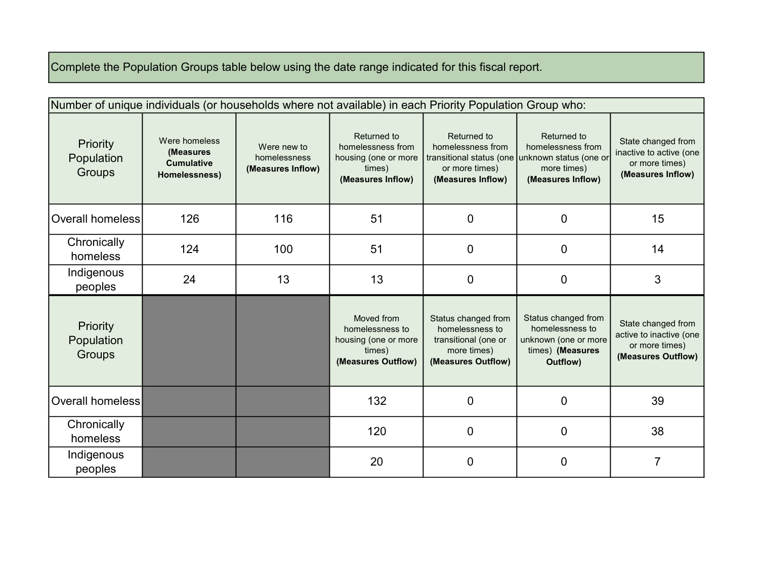Complete the Population Groups table below using the date range indicated for this fiscal report.

| Number of unique individuals (or households where not available) in each Priority Population Group who: | | | | | | |
|---|---|---|---|---|---|---|
| Priority Population Groups | Were homeless **(Measures Cumulative Homelessness)** | Were new to homelessness **(Measures Inflow)** | Returned to homelessness from housing (one or more times) **(Measures Inflow)** | Returned to homelessness from transitional status (one or more times) **(Measures Inflow)** | Returned to homelessness from unknown status (one or more times) **(Measures Inflow)** | State changed from inactive to active (one or more times) **(Measures Inflow)** |
| Overall homeless | 126 | 116 | 51 | 0 | 0 | 15 |
| Chronically homeless | 124 | 100 | 51 | 0 | 0 | 14 |
| Indigenous peoples | 24 | 13 | 13 | 0 | 0 | 3 |
| Priority Population Groups | | | Moved from homelessness to housing (one or more times) **(Measures Outflow)** | Status changed from homelessness to transitional (one or more times) **(Measures Outflow)** | Status changed from homelessness to unknown (one or more times) **(Measures Outflow)** | State changed from active to inactive (one or more times) **(Measures Outflow)** |
| Overall homeless | | | 132 | 0 | 0 | 39 |
| Chronically homeless | | | 120 | 0 | 0 | 38 |
| Indigenous peoples | | | 20 | 0 | 0 | 7 |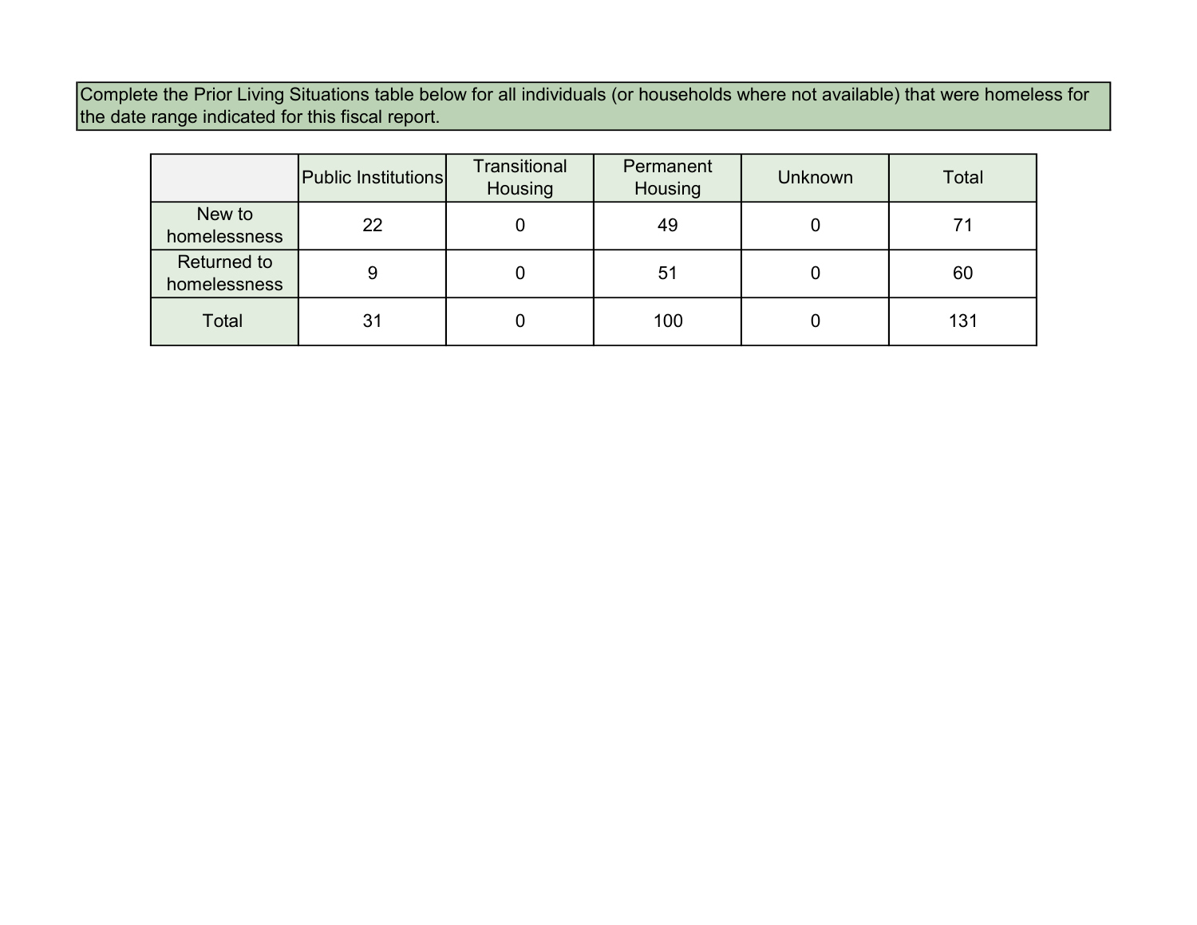Complete the Prior Living Situations table below for all individuals (or households where not available) that were homeless for the date range indicated for this fiscal report.

| | Public Institutions | Transitional Housing | Permanent Housing | Unknown | Total |
| --- | --- | --- | --- | --- | --- |
| New to homelessness | 22 | 0 | 49 | 0 | 71 |
| Returned to homelessness | 9 | 0 | 51 | 0 | 60 |
| Total | 31 | 0 | 100 | 0 | 131 |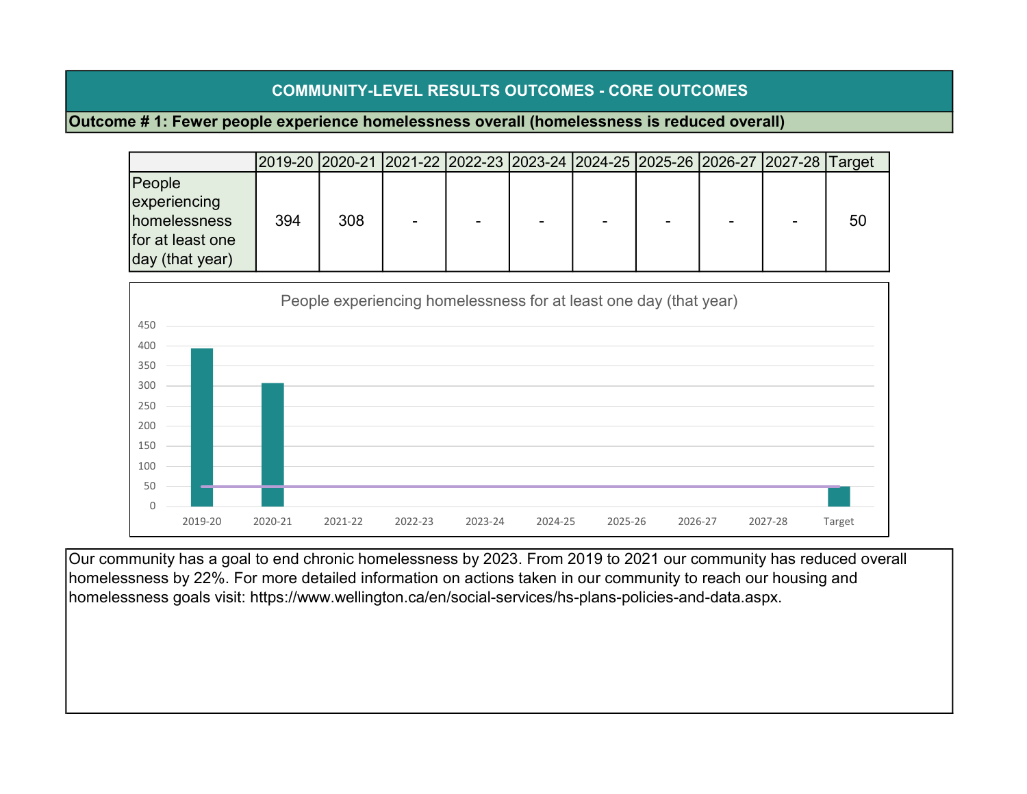## COMMUNITY-LEVEL RESULTS OUTCOMES - CORE OUTCOMES

**Outcome # 1: Fewer people experience homelessness overall (homelessness is reduced overall)**

| | 2019-20 | 2020-21 | 2021-22 | 2022-23 | 2023-24 | 2024-25 | 2025-26 | 2026-27 | 2027-28 | Target |
|---|---|---|---|---|---|---|---|---|---|---|
| People experiencing homelessness for at least one day (that year) | 394 | 308 | - | - | - | - | - | - | - | 50 |

People experiencing homelessness for at least one day (that year)

Our community has a goal to end chronic homelessness by 2023. From 2019 to 2021 our community has reduced overall homelessness by 22%. For more detailed information on actions taken in our community to reach our housing and homelessness goals visit: https://www.wellington.ca/en/social-services/hs-plans-policies-and-data.aspx.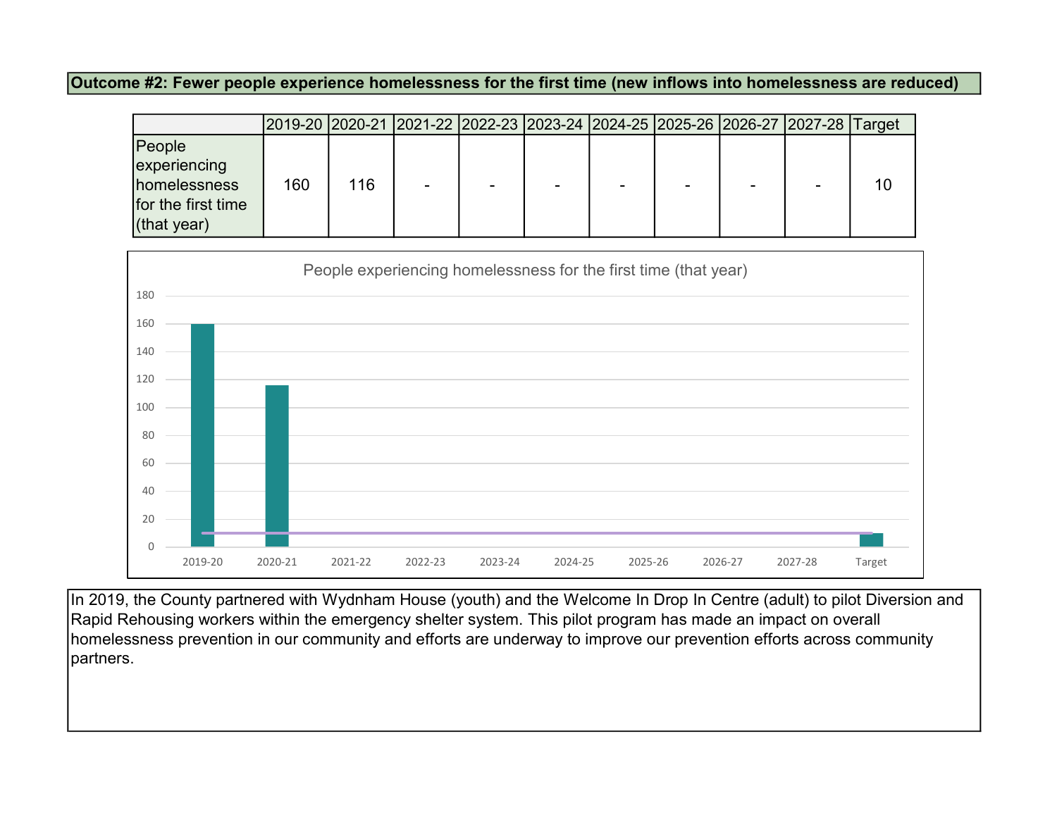**Outcome #2: Fewer people experience homelessness for the first time (new inflows into homelessness are reduced)**

| | 2019-20 | 2020-21 | 2021-22 | 2022-23 | 2023-24 | 2024-25 | 2025-26 | 2026-27 | 2027-28 | Target |
|---|---|---|---|---|---|---|---|---|---|---|
| People experiencing homelessness for the first time (that year) | 160 | 116 | - | - | - | - | - | - | - | 10 |

People experiencing homelessness for the first time (that year)

In 2019, the County partnered with Wydnham House (youth) and the Welcome In Drop In Centre (adult) to pilot Diversion and Rapid Rehousing workers within the emergency shelter system. This pilot program has made an impact on overall homelessness prevention in our community and efforts are underway to improve our prevention efforts across community partners.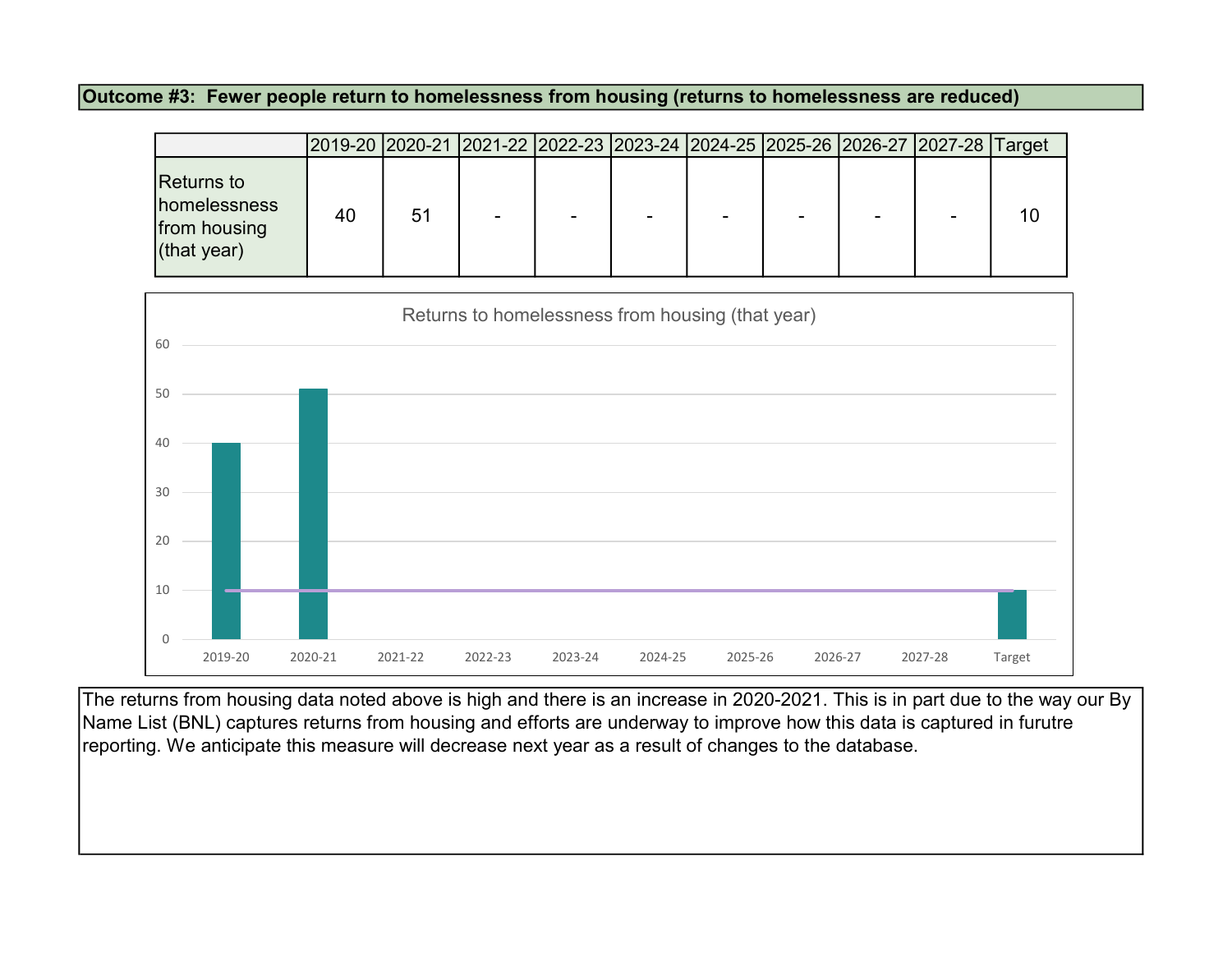**Outcome #3: Fewer people return to homelessness from housing (returns to homelessness are reduced)**

| | 2019-20 | 2020-21 | 2021-22 | 2022-23 | 2023-24 | 2024-25 | 2025-26 | 2026-27 | 2027-28 | Target |
|---|---|---|---|---|---|---|---|---|---|---|
| Returns to homelessness from housing (that year) | 40 | 51 | - | - | - | - | - | - | - | 10 |

Returns to homelessness from housing (that year)

The returns from housing data noted above is high and there is an increase in 2020-2021. This is in part due to the way our By Name List (BNL) captures returns from housing and efforts are underway to improve how this data is captured in furutre reporting. We anticipate this measure will decrease next year as a result of changes to the database.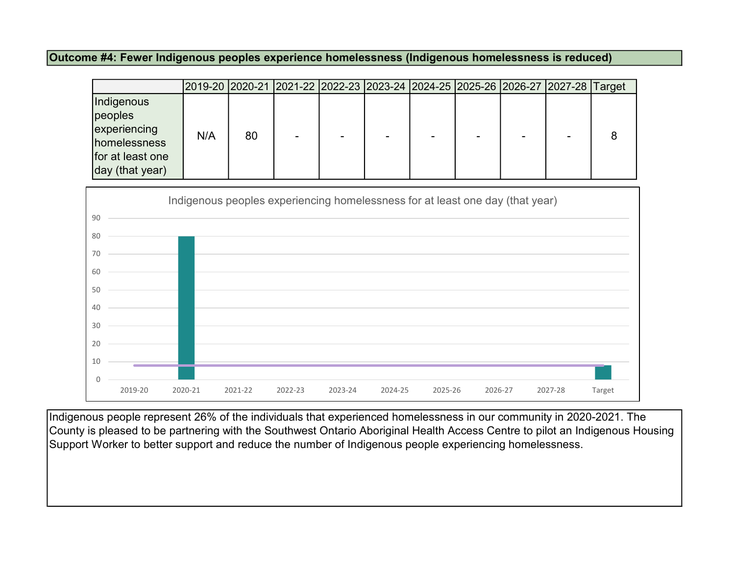**Outcome #4: Fewer Indigenous peoples experience homelessness (Indigenous homelessness is reduced)**

| | 2019-20 | 2020-21 | 2021-22 | 2022-23 | 2023-24 | 2024-25 | 2025-26 | 2026-27 | 2027-28 | Target |
|---|---|---|---|---|---|---|---|---|---|---|
| Indigenous peoples experiencing homelessness for at least one day (that year) | N/A | 80 | - | - | - | - | - | - | - | 8 |

Indigenous peoples experiencing homelessness for at least one day (that year)

Indigenous people represent 26% of the individuals that experienced homelessness in our community in 2020-2021. The County is pleased to be partnering with the Southwest Ontario Aboriginal Health Access Centre to pilot an Indigenous Housing Support Worker to better support and reduce the number of Indigenous people experiencing homelessness.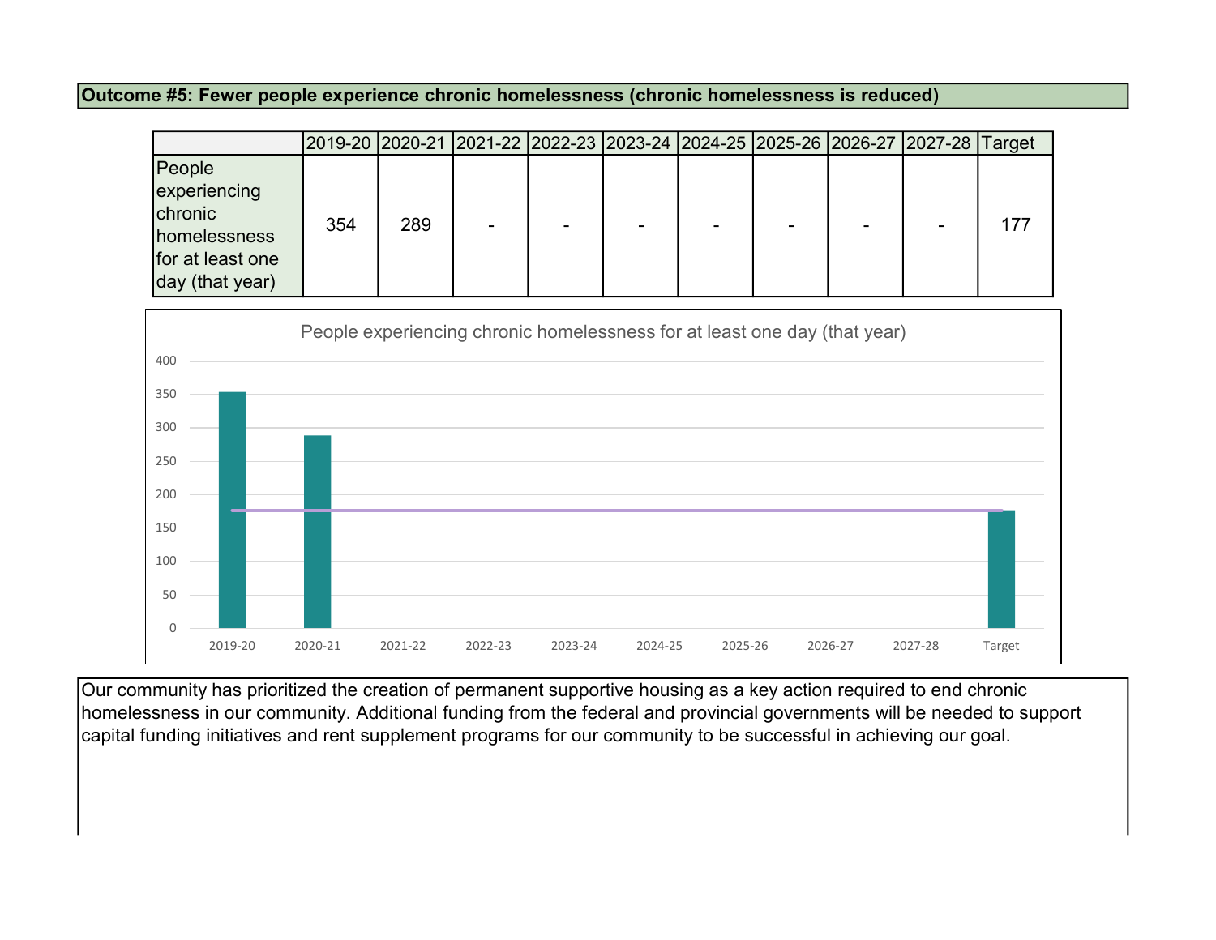**Outcome #5: Fewer people experience chronic homelessness (chronic homelessness is reduced)**

| | 2019-20 | 2020-21 | 2021-22 | 2022-23 | 2023-24 | 2024-25 | 2025-26 | 2026-27 | 2027-28 | Target |
|---|---|---|---|---|---|---|---|---|---|---|
| People experiencing chronic homelessness for at least one day (that year) | 354 | 289 | - | - | - | - | - | - | - | 177 |

People experiencing chronic homelessness for at least one day (that year)

400
350
300
250
200
150
100
50
0

2019-20
2020-21
2021-22
2022-23
2023-24
2024-25
2025-26
2026-27
2027-28
Target

Our community has prioritized the creation of permanent supportive housing as a key action required to end chronic homelessness in our community. Additional funding from the federal and provincial governments will be needed to support capital funding initiatives and rent supplement programs for our community to be successful in achieving our goal.